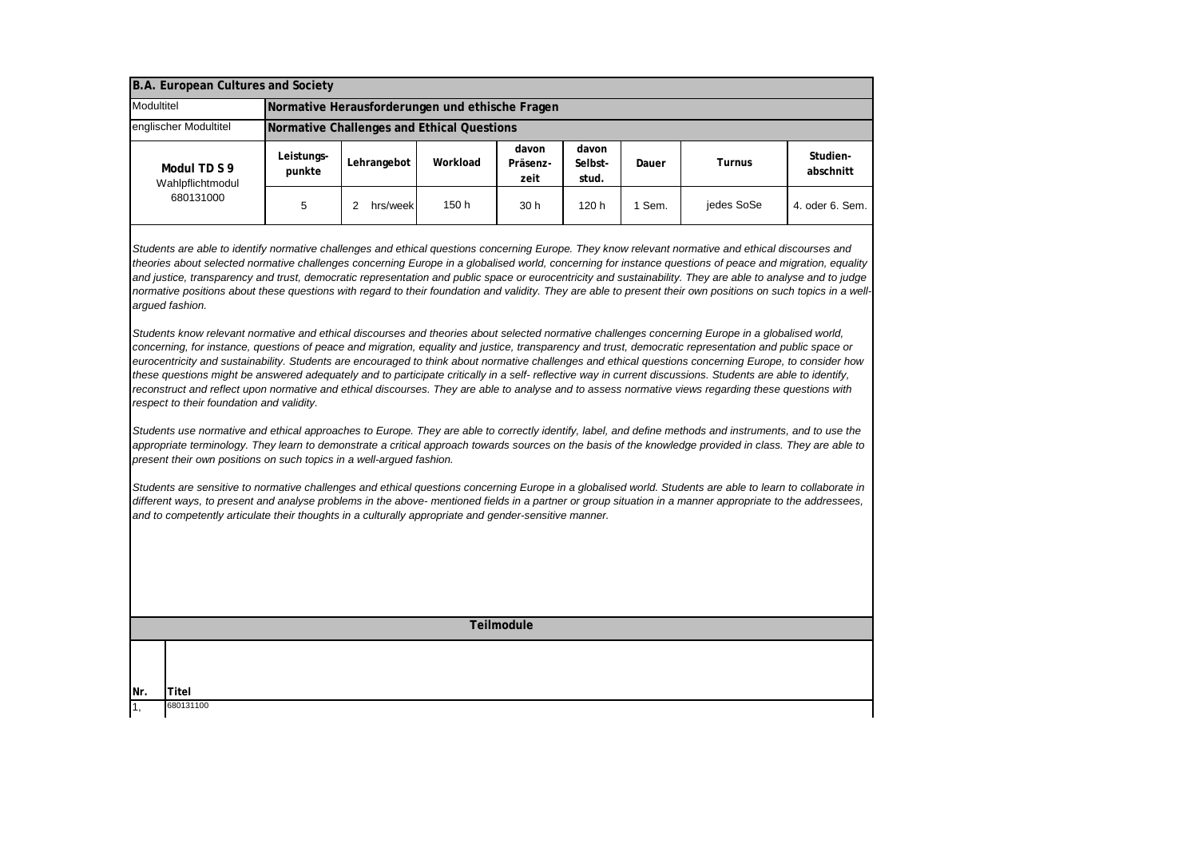| B.A. European Cultures and Society | | | | | | | | |
|---|---|---|---|---|---|---|---|---|
| Modultitel | Normative Herausforderungen und ethische Fragen | | | | | | | |
| englischer Modultitel | Normative Challenges and Ethical Questions | | | | | | | |
| **Modul TD S 9** Wahlpflichtmodul 680131000 | **Leistungs-punkte** | **Lehrangebot** | **Workload** | **davon Präsenz-zeit** | **davon Selbst-stud.** | **Dauer** | **Turnus** | **Studien-abschnitt** |
| | 5 | 2 hrs/week | 150 h | 30 h | 120 h | 1 Sem. | jedes SoSe | 4. oder 6. Sem. |

*Students are able to identify normative challenges and ethical questions concerning Europe. They know relevant normative and ethical discourses and theories about selected normative challenges concerning Europe in a globalised world, concerning for instance questions of peace and migration, equality and justice, transparency and trust, democratic representation and public space or eurocentricity and sustainability. They are able to analyse and to judge normative positions about these questions with regard to their foundation and validity. They are able to present their own positions on such topics in a well-argued fashion.*

*Students know relevant normative and ethical discourses and theories about selected normative challenges concerning Europe in a globalised world, concerning, for instance, questions of peace and migration, equality and justice, transparency and trust, democratic representation and public space or eurocentricity and sustainability. Students are encouraged to think about normative challenges and ethical questions concerning Europe, to consider how these questions might be answered adequately and to participate critically in a self- reflective way in current discussions. Students are able to identify, reconstruct and reflect upon normative and ethical discourses. They are able to analyse and to assess normative views regarding these questions with respect to their foundation and validity.*

*Students use normative and ethical approaches to Europe. They are able to correctly identify, label, and define methods and instruments, and to use the appropriate terminology. They learn to demonstrate a critical approach towards sources on the basis of the knowledge provided in class. They are able to present their own positions on such topics in a well-argued fashion.*

*Students are sensitive to normative challenges and ethical questions concerning Europe in a globalised world. Students are able to learn to collaborate in different ways, to present and analyse problems in the above- mentioned fields in a partner or group situation in a manner appropriate to the addressees, and to competently articulate their thoughts in a culturally appropriate and gender-sensitive manner.*

| Teilmodule | |
|---|---|
| **Nr.** | **Titel** |
| 1, | 680131100 |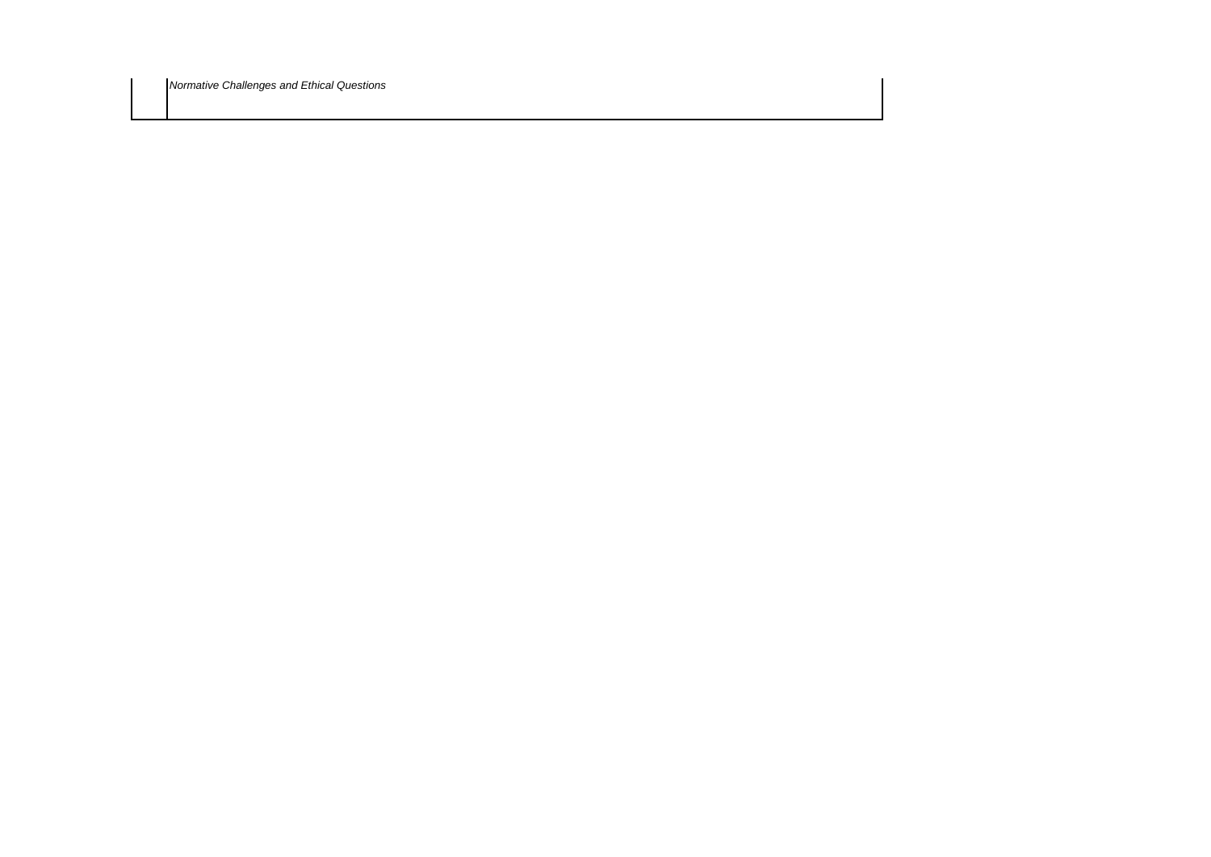| | |
|---|---|
| | *Normative Challenges and Ethical Questions* |